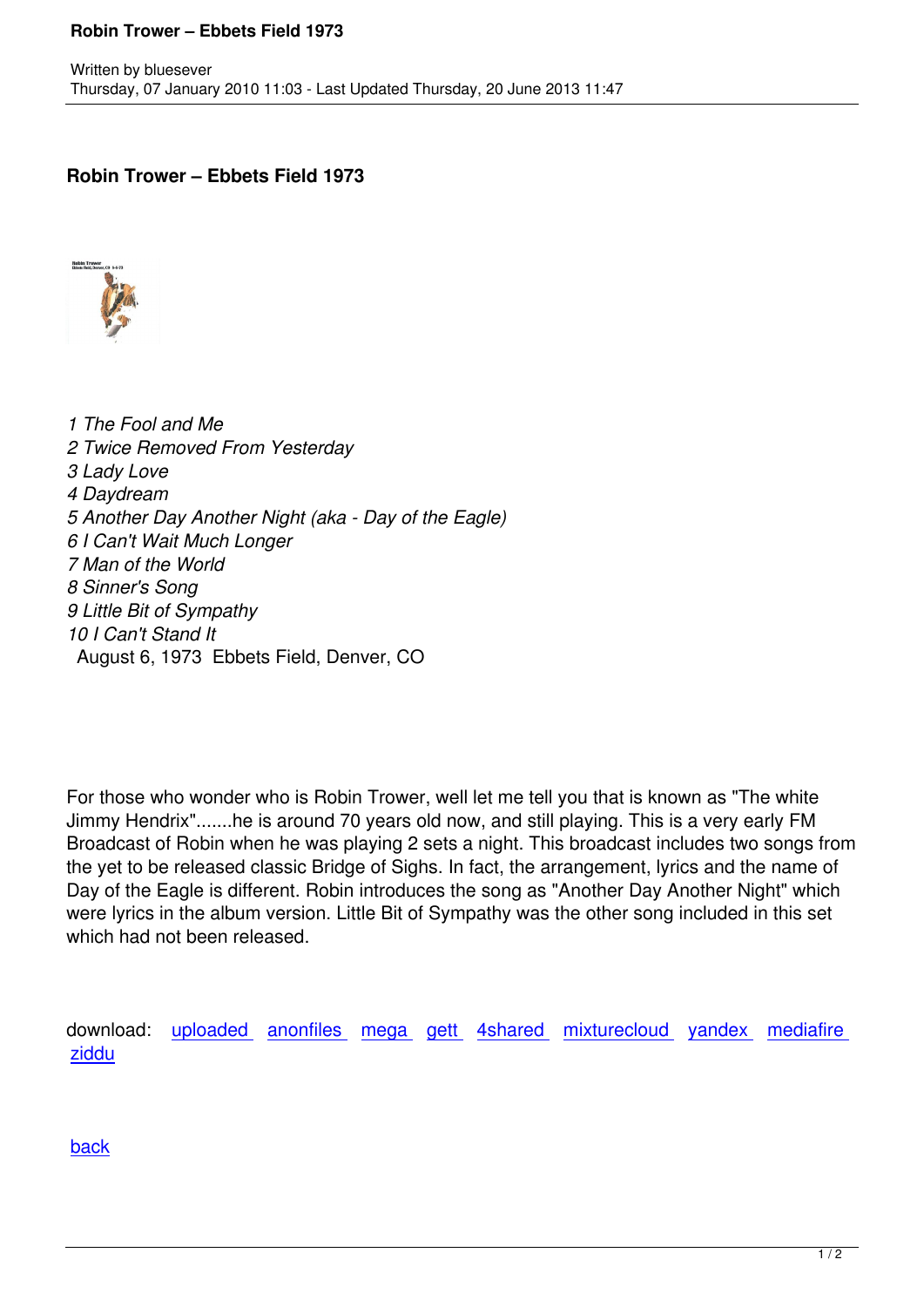# Robin Trower – Ebbets Field 1973

*1 The Fool and Me*
*2 Twice Removed From Yesterday*
*3 Lady Love*
*4 Daydream*
*5 Another Day Another Night (aka - Day of the Eagle)*
*6 I Can't Wait Much Longer*
*7 Man of the World*
*8 Sinner's Song*
*9 Little Bit of Sympathy*
*10 I Can't Stand It*

August 6, 1973 Ebbets Field, Denver, CO

For those who wonder who is Robin Trower, well let me tell you that is known as "The white Jimmy Hendrix".......he is around 70 years old now, and still playing. This is a very early FM Broadcast of Robin when he was playing 2 sets a night. This broadcast includes two songs from the yet to be released classic Bridge of Sighs. In fact, the arrangement, lyrics and the name of Day of the Eagle is different. Robin introduces the song as "Another Day Another Night" which were lyrics in the album version. Little Bit of Sympathy was the other song included in this set which had not been released.

download: uploaded anonfiles mega gett 4shared mixturecloud yandex mediafire ziddu

back